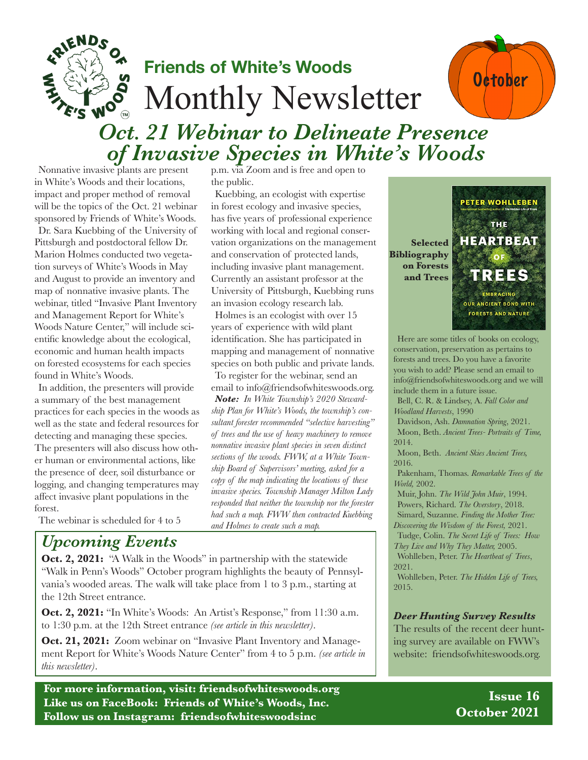# Friends of White's Woods

# Monthly Newsletter

October

## *Oct. 21 Webinar to Delineate Presence of Invasive Species in White's Woods*

Nonnative invasive plants are present in White's Woods and their locations, impact and proper method of removal will be the topics of the Oct. 21 webinar sponsored by Friends of White's Woods.

Dr. Sara Kuebbing of the University of Pittsburgh and postdoctoral fellow Dr. Marion Holmes conducted two vegetation surveys of White's Woods in May and August to provide an inventory and map of nonnative invasive plants. The webinar, titled "Invasive Plant Inventory and Management Report for White's Woods Nature Center," will include scientific knowledge about the ecological, economic and human health impacts on forested ecosystems for each species found in White's Woods.

In addition, the presenters will provide a summary of the best management practices for each species in the woods as well as the state and federal resources for detecting and managing these species. The presenters will also discuss how other human or environmental actions, like the presence of deer, soil disturbance or logging, and changing temperatures may affect invasive plant populations in the forest.

The webinar is scheduled for 4 to 5 p.m. via Zoom and is free and open to the public.

Kuebbing, an ecologist with expertise in forest ecology and invasive species, has five years of professional experience working with local and regional conservation organizations on the management and conservation of protected lands, including invasive plant management. Currently an assistant professor at the University of Pittsburgh, Kuebbing runs an invasion ecology research lab.

Holmes is an ecologist with over 15 years of experience with wild plant identification. She has participated in mapping and management of nonnative species on both public and private lands.

To register for the webinar, send an email to info@friendsofwhiteswoods.org.

***Note:*** *In White Township's 2020 Stewardship Plan for White's Woods, the township's consultant forester recommended "selective harvesting" of trees and the use of heavy machinery to remove nonnative invasive plant species in seven distinct sections of the woods. FWW, at a White Township Board of Supervisors' meeting, asked for a copy of the map indicating the locations of these invasive species. Township Manager Milton Lady responded that neither the township nor the forester had such a map. FWW then contracted Kuebbing and Holmes to create such a map.*

## *Upcoming Events*

**Oct. 2, 2021:** "A Walk in the Woods" in partnership with the statewide "Walk in Penn's Woods" October program highlights the beauty of Pennsylvania's wooded areas. The walk will take place from 1 to 3 p.m., starting at the 12th Street entrance.

**Oct. 2, 2021:** "In White's Woods: An Artist's Response," from 11:30 a.m. to 1:30 p.m. at the 12th Street entrance *(see article in this newsletter)*.

**Oct. 21, 2021:** Zoom webinar on "Invasive Plant Inventory and Management Report for White's Woods Nature Center" from 4 to 5 p.m. *(see article in this newsletter)*.

### Selected Bibliography on Forests and Trees

PETER WOHLLEBEN — THE HEARTBEAT OF TREES — EMBRACING OUR ANCIENT BOND WITH FORESTS AND NATURE

Here are some titles of books on ecology, conservation, preservation as pertains to forests and trees. Do you have a favorite you wish to add? Please send an email to info@friendsofwhiteswoods.org and we will include them in a future issue.

Bell, C. R. & Lindsey, A. *Fall Color and Woodland Harvests*, 1990

Davidson, Ash. *Damnation Spring*, 2021.

Moon, Beth. *Ancient Trees- Portraits of Time,* 2014.

Moon, Beth. *Ancient Skies Ancient Trees,* 2016.

Pakenham, Thomas. *Remarkable Trees of the World,* 2002.

Muir, John. *The Wild John Muir*, 1994.

Powers, Richard. *The Overstory*, 2018.

Simard, Suzanne. *Finding the Mother Tree: Discovering the Wisdom of the Forest,* 2021.

Tudge, Colin. *The Secret Life of Trees: How They Live and Why They Matter,* 2005.

Wohlleben, Peter. *The Heartbeat of Trees*, 2021.

Wohlleben, Peter. *The Hidden Life of Trees,* 2015.

### *Deer Hunting Survey Results*

The results of the recent deer hunting survey are available on FWW's website: friendsofwhiteswoods.org.

**For more information, visit: friendsofwhiteswoods.org**
**Like us on FaceBook: Friends of White's Woods, Inc.**
**Follow us on Instagram: friendsofwhiteswoodsinc**

**Issue 16**
**October 2021**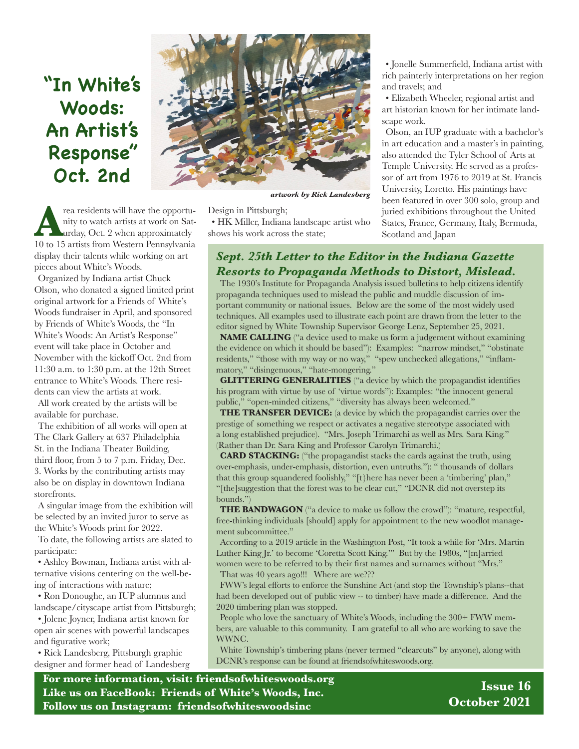# "In White's Woods: An Artist's Response" Oct. 2nd

*artwork by Rick Landesberg*

Area residents will have the opportunity to watch artists at work on Saturday, Oct. 2 when approximately 10 to 15 artists from Western Pennsylvania display their talents while working on art pieces about White's Woods.

Organized by Indiana artist Chuck Olson, who donated a signed limited print original artwork for a Friends of White's Woods fundraiser in April, and sponsored by Friends of White's Woods, the "In White's Woods: An Artist's Response" event will take place in October and November with the kickoff Oct. 2nd from 11:30 a.m. to 1:30 p.m. at the 12th Street entrance to White's Woods. There residents can view the artists at work.

All work created by the artists will be available for purchase.

The exhibition of all works will open at The Clark Gallery at 637 Philadelphia St. in the Indiana Theater Building, third floor, from 5 to 7 p.m. Friday, Dec. 3. Works by the contributing artists may also be on display in downtown Indiana storefronts.

A singular image from the exhibition will be selected by an invited juror to serve as the White's Woods print for 2022.

To date, the following artists are slated to participate:

- Ashley Bowman, Indiana artist with alternative visions centering on the well-being of interactions with nature;
- Ron Donoughe, an IUP alumnus and landscape/cityscape artist from Pittsburgh;
- Jolene Joyner, Indiana artist known for open air scenes with powerful landscapes and figurative work;
- Rick Landesberg, Pittsburgh graphic designer and former head of Landesberg Design in Pittsburgh;
- HK Miller, Indiana landscape artist who shows his work across the state;
- Jonelle Summerfield, Indiana artist with rich painterly interpretations on her region and travels; and
- Elizabeth Wheeler, regional artist and art historian known for her intimate landscape work.

Olson, an IUP graduate with a bachelor's in art education and a master's in painting, also attended the Tyler School of Arts at Temple University. He served as a professor of art from 1976 to 2019 at St. Francis University, Loretto. His paintings have been featured in over 300 solo, group and juried exhibitions throughout the United States, France, Germany, Italy, Bermuda, Scotland and Japan

## *Sept. 25th Letter to the Editor in the Indiana Gazette Resorts to Propaganda Methods to Distort, Mislead.*

The 1930's Institute for Propaganda Analysis issued bulletins to help citizens identify propaganda techniques used to mislead the public and muddle discussion of important community or national issues. Below are the some of the most widely used techniques. All examples used to illustrate each point are drawn from the letter to the editor signed by White Township Supervisor George Lenz, September 25, 2021.

**NAME CALLING** ("a device used to make us form a judgement without examining the evidence on which it should be based"): Examples: "narrow mindset," "obstinate residents," "those with my way or no way," "spew unchecked allegations," "inflammatory," "disingenuous," "hate-mongering."

**GLITTERING GENERALITIES** ("a device by which the propagandist identifies his program with virtue by use of 'virtue words"): Examples: "the innocent general public," "open-minded citizens," "diversity has always been welcomed."

**THE TRANSFER DEVICE:** (a device by which the propagandist carries over the prestige of something we respect or activates a negative stereotype associated with a long established prejudice). "Mrs. Joseph Trimarchi as well as Mrs. Sara King." (Rather than Dr. Sara King and Professor Carolyn Trimarchi.)

**CARD STACKING:** ("the propagandist stacks the cards against the truth, using over-emphasis, under-emphasis, distortion, even untruths."): " thousands of dollars that this group squandered foolishly," "[t}here has never been a 'timbering' plan," "[the]suggestion that the forest was to be clear cut," "DCNR did not overstep its bounds.")

**THE BANDWAGON** ("a device to make us follow the crowd"): "mature, respectful, free-thinking individuals [should] apply for appointment to the new woodlot management subcommittee."

According to a 2019 article in the Washington Post, "It took a while for 'Mrs. Martin Luther King Jr.' to become 'Coretta Scott King.'" But by the 1980s, "[m]arried women were to be referred to by their first names and surnames without "Mrs."

That was 40 years ago!!! Where are we???

FWW's legal efforts to enforce the Sunshine Act (and stop the Township's plans--that had been developed out of public view -- to timber) have made a difference. And the 2020 timbering plan was stopped.

People who love the sanctuary of White's Woods, including the 300+ FWW members, are valuable to this community. I am grateful to all who are working to save the WWNC.

White Township's timbering plans (never termed "clearcuts" by anyone), along with DCNR's response can be found at friendsofwhiteswoods.org.

**For more information, visit: friendsofwhiteswoods.org**
**Like us on FaceBook: Friends of White's Woods, Inc.**
**Follow us on Instagram: friendsofwhiteswoodsinc**

**Issue 16**
**October 2021**